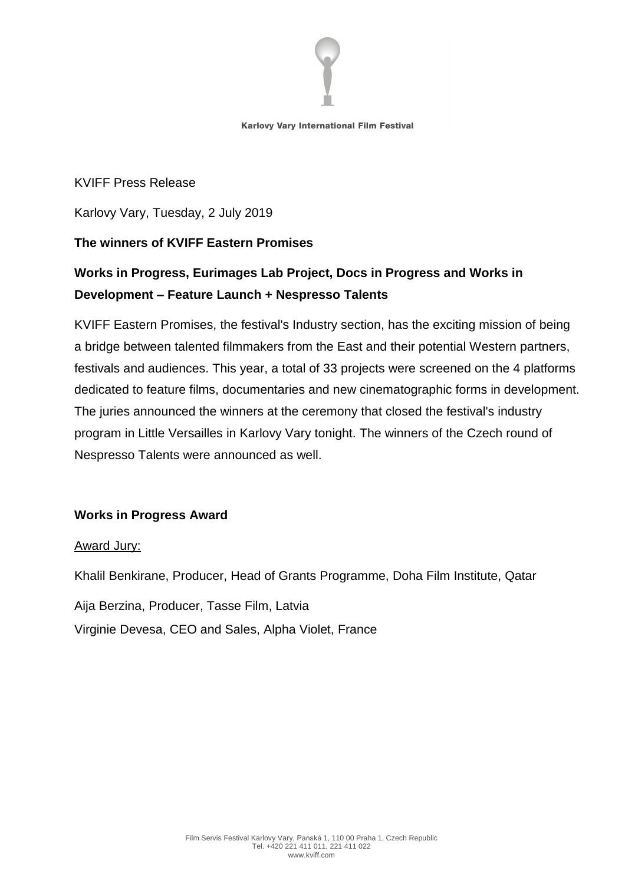Karlovy Vary International Film Festival

KVIFF Press Release

Karlovy Vary, Tuesday, 2 July 2019

**The winners of KVIFF Eastern Promises**

## Works in Progress, Eurimages Lab Project, Docs in Progress and Works in Development – Feature Launch + Nespresso Talents

KVIFF Eastern Promises, the festival's Industry section, has the exciting mission of being a bridge between talented filmmakers from the East and their potential Western partners, festivals and audiences. This year, a total of 33 projects were screened on the 4 platforms dedicated to feature films, documentaries and new cinematographic forms in development. The juries announced the winners at the ceremony that closed the festival's industry program in Little Versailles in Karlovy Vary tonight. The winners of the Czech round of Nespresso Talents were announced as well.

### Works in Progress Award

Award Jury:

Khalil Benkirane, Producer, Head of Grants Programme, Doha Film Institute, Qatar

Aija Berzina, Producer, Tasse Film, Latvia

Virginie Devesa, CEO and Sales, Alpha Violet, France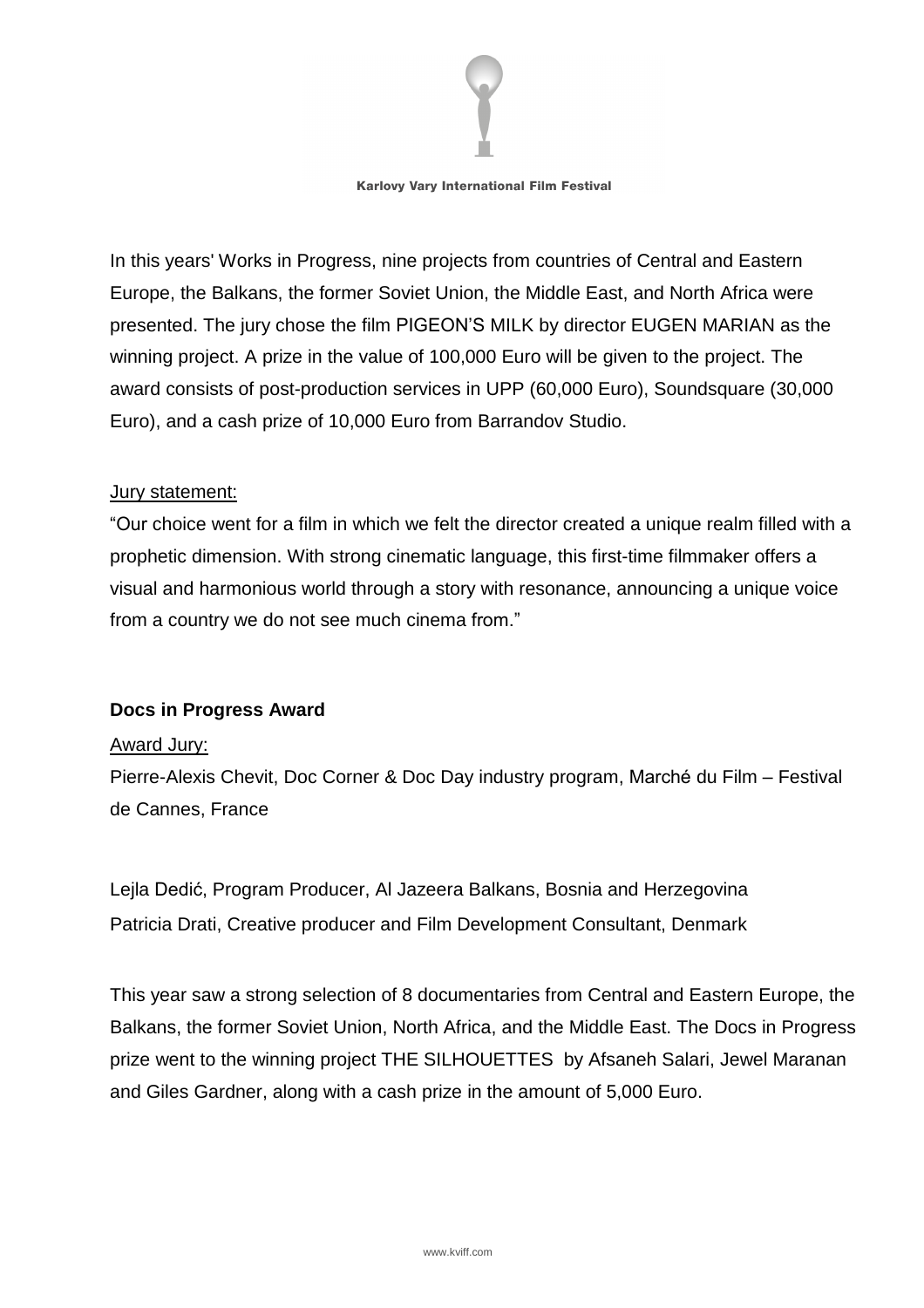In this years' Works in Progress, nine projects from countries of Central and Eastern Europe, the Balkans, the former Soviet Union, the Middle East, and North Africa were presented. The jury chose the film PIGEON'S MILK by director EUGEN MARIAN as the winning project. A prize in the value of 100,000 Euro will be given to the project. The award consists of post-production services in UPP (60,000 Euro), Soundsquare (30,000 Euro), and a cash prize of 10,000 Euro from Barrandov Studio.

Jury statement:

"Our choice went for a film in which we felt the director created a unique realm filled with a prophetic dimension. With strong cinematic language, this first-time filmmaker offers a visual and harmonious world through a story with resonance, announcing a unique voice from a country we do not see much cinema from."

**Docs in Progress Award**

Award Jury:

Pierre-Alexis Chevit, Doc Corner & Doc Day industry program, Marché du Film – Festival de Cannes, France

Lejla Dedić, Program Producer, Al Jazeera Balkans, Bosnia and Herzegovina

Patricia Drati, Creative producer and Film Development Consultant, Denmark

This year saw a strong selection of 8 documentaries from Central and Eastern Europe, the Balkans, the former Soviet Union, North Africa, and the Middle East. The Docs in Progress prize went to the winning project THE SILHOUETTES by Afsaneh Salari, Jewel Maranan and Giles Gardner, along with a cash prize in the amount of 5,000 Euro.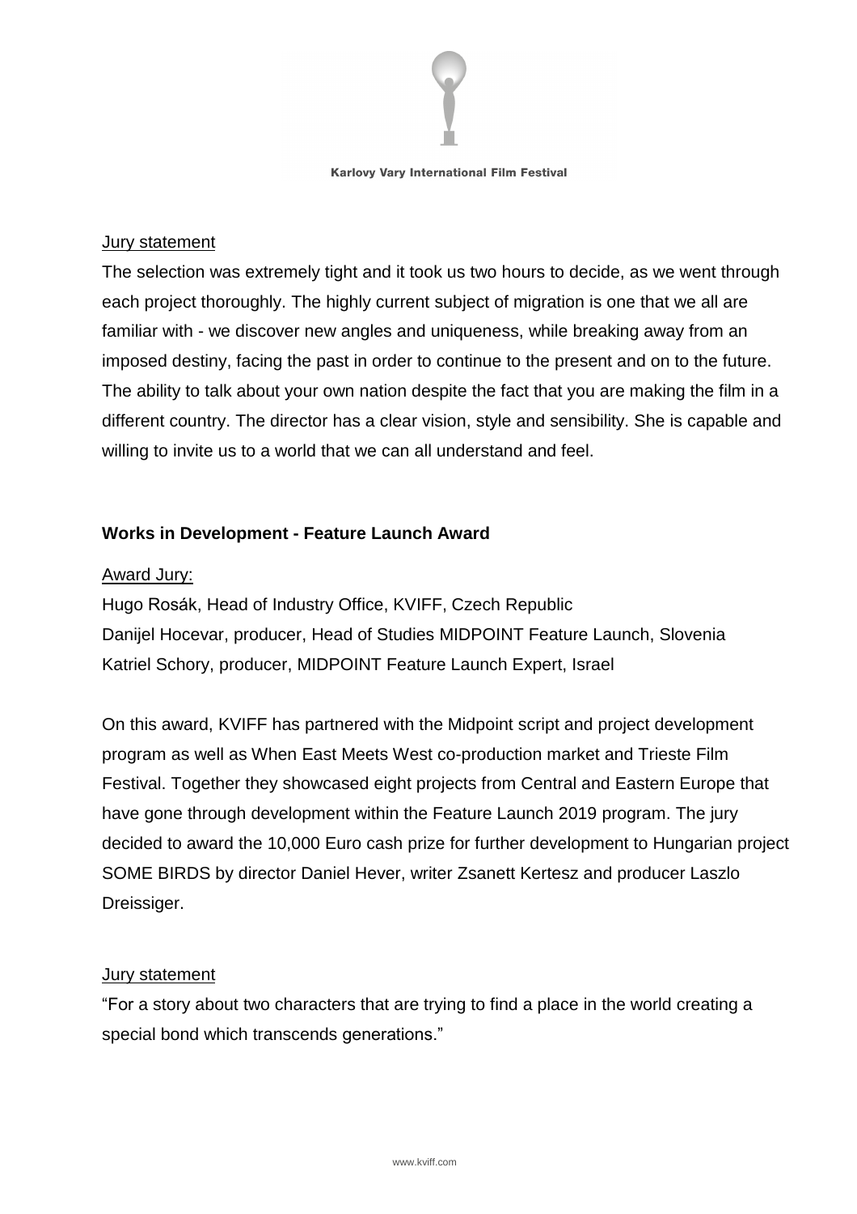Jury statement

The selection was extremely tight and it took us two hours to decide, as we went through each project thoroughly. The highly current subject of migration is one that we all are familiar with - we discover new angles and uniqueness, while breaking away from an imposed destiny, facing the past in order to continue to the present and on to the future. The ability to talk about your own nation despite the fact that you are making the film in a different country. The director has a clear vision, style and sensibility. She is capable and willing to invite us to a world that we can all understand and feel.

**Works in Development - Feature Launch Award**

Award Jury:

Hugo Rosák, Head of Industry Office, KVIFF, Czech Republic
Danijel Hocevar, producer, Head of Studies MIDPOINT Feature Launch, Slovenia
Katriel Schory, producer, MIDPOINT Feature Launch Expert, Israel

On this award, KVIFF has partnered with the Midpoint script and project development program as well as When East Meets West co-production market and Trieste Film Festival. Together they showcased eight projects from Central and Eastern Europe that have gone through development within the Feature Launch 2019 program. The jury decided to award the 10,000 Euro cash prize for further development to Hungarian project SOME BIRDS by director Daniel Hever, writer Zsanett Kertesz and producer Laszlo Dreissiger.

Jury statement

"For a story about two characters that are trying to find a place in the world creating a special bond which transcends generations."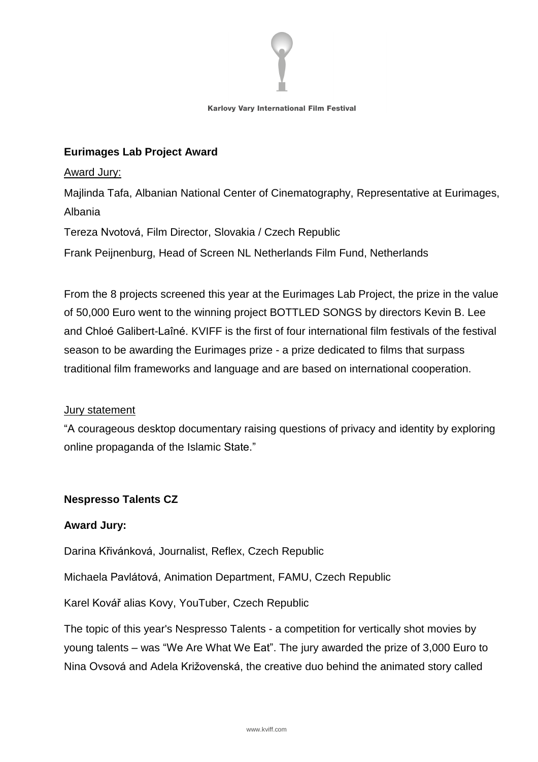**Eurimages Lab Project Award**

Award Jury:

Majlinda Tafa, Albanian National Center of Cinematography, Representative at Eurimages, Albania

Tereza Nvotová, Film Director, Slovakia / Czech Republic

Frank Peijnenburg, Head of Screen NL Netherlands Film Fund, Netherlands

From the 8 projects screened this year at the Eurimages Lab Project, the prize in the value of 50,000 Euro went to the winning project BOTTLED SONGS by directors Kevin B. Lee and Chloé Galibert-Laîné. KVIFF is the first of four international film festivals of the festival season to be awarding the Eurimages prize - a prize dedicated to films that surpass traditional film frameworks and language and are based on international cooperation.

Jury statement

"A courageous desktop documentary raising questions of privacy and identity by exploring online propaganda of the Islamic State."

**Nespresso Talents CZ**

**Award Jury:**

Darina Křivánková, Journalist, Reflex, Czech Republic

Michaela Pavlátová, Animation Department, FAMU, Czech Republic

Karel Kovář alias Kovy, YouTuber, Czech Republic

The topic of this year's Nespresso Talents - a competition for vertically shot movies by young talents – was "We Are What We Eat". The jury awarded the prize of 3,000 Euro to Nina Ovsová and Adela Križovenská, the creative duo behind the animated story called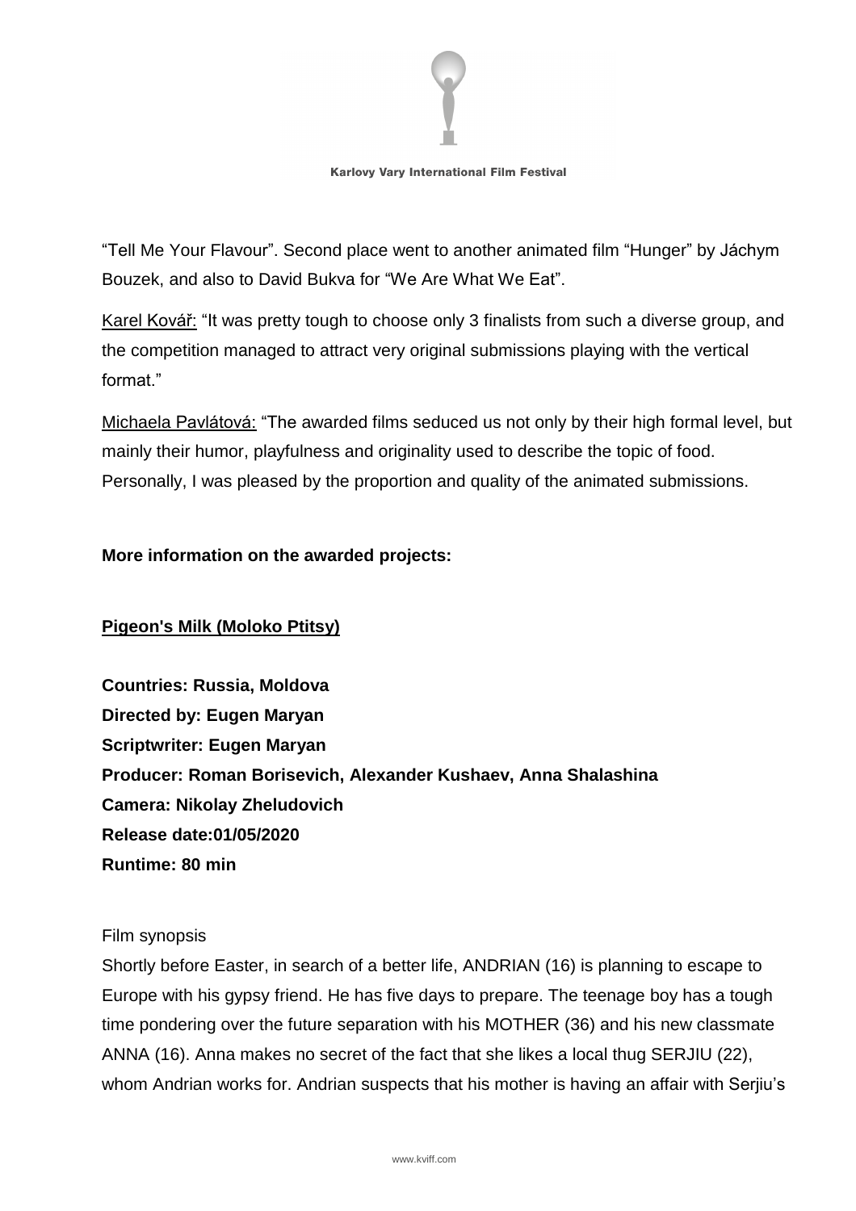“Tell Me Your Flavour”. Second place went to another animated film “Hunger” by Jáchym Bouzek, and also to David Bukva for “We Are What We Eat”.

Karel Kovář: “It was pretty tough to choose only 3 finalists from such a diverse group, and the competition managed to attract very original submissions playing with the vertical format.”

Michaela Pavlátová: “The awarded films seduced us not only by their high formal level, but mainly their humor, playfulness and originality used to describe the topic of food. Personally, I was pleased by the proportion and quality of the animated submissions.

**More information on the awarded projects:**

**Pigeon's Milk (Moloko Ptitsy)**

**Countries: Russia, Moldova**
**Directed by: Eugen Maryan**
**Scriptwriter: Eugen Maryan**
**Producer: Roman Borisevich, Alexander Kushaev, Anna Shalashina**
**Camera: Nikolay Zheludovich**
**Release date:01/05/2020**
**Runtime: 80 min**

Film synopsis

Shortly before Easter, in search of a better life, ANDRIAN (16) is planning to escape to Europe with his gypsy friend. He has five days to prepare. The teenage boy has a tough time pondering over the future separation with his MOTHER (36) and his new classmate ANNA (16). Anna makes no secret of the fact that she likes a local thug SERJIU (22), whom Andrian works for. Andrian suspects that his mother is having an affair with Serjiu’s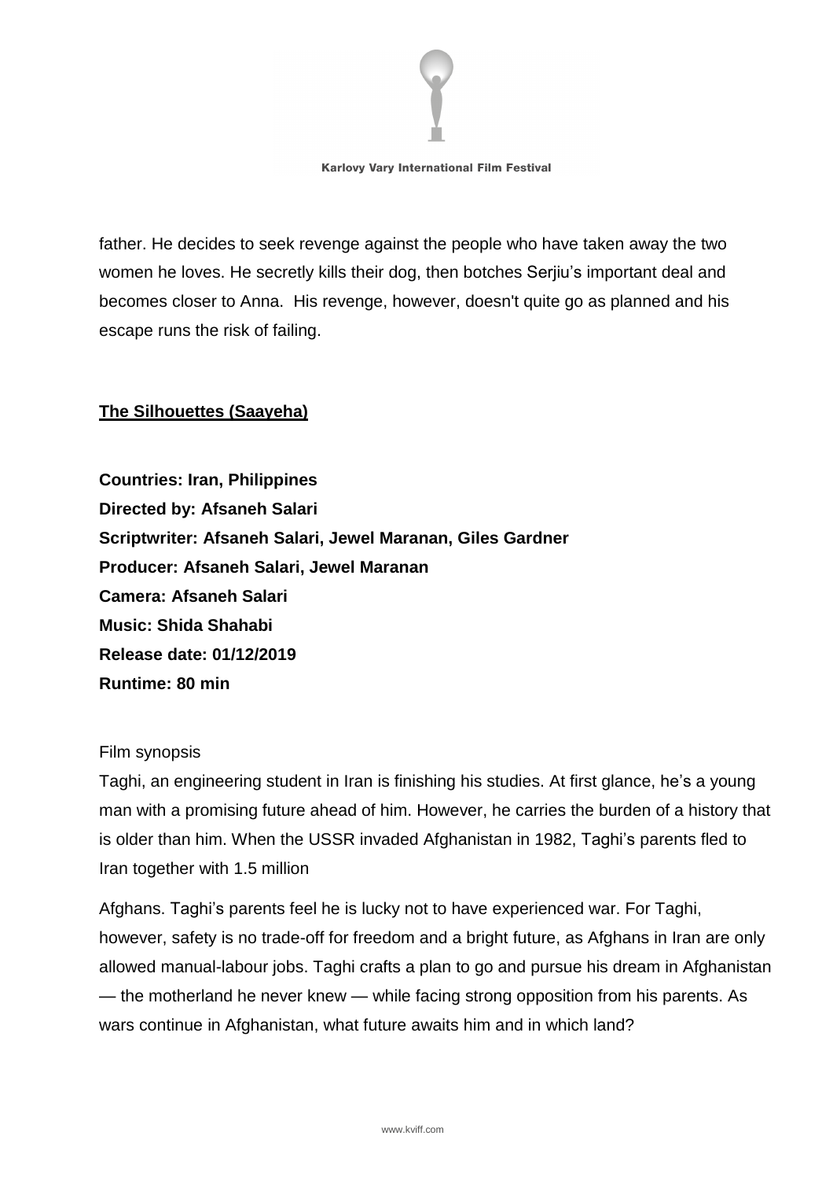father. He decides to seek revenge against the people who have taken away the two women he loves. He secretly kills their dog, then botches Serjiu's important deal and becomes closer to Anna. His revenge, however, doesn't quite go as planned and his escape runs the risk of failing.

## The Silhouettes (Saayeha)

**Countries: Iran, Philippines**
**Directed by: Afsaneh Salari**
**Scriptwriter: Afsaneh Salari, Jewel Maranan, Giles Gardner**
**Producer: Afsaneh Salari, Jewel Maranan**
**Camera: Afsaneh Salari**
**Music: Shida Shahabi**
**Release date: 01/12/2019**
**Runtime: 80 min**

Film synopsis

Taghi, an engineering student in Iran is finishing his studies. At first glance, he's a young man with a promising future ahead of him. However, he carries the burden of a history that is older than him. When the USSR invaded Afghanistan in 1982, Taghi's parents fled to Iran together with 1.5 million Afghans. Taghi's parents feel he is lucky not to have experienced war. For Taghi, however, safety is no trade-off for freedom and a bright future, as Afghans in Iran are only allowed manual-labour jobs. Taghi crafts a plan to go and pursue his dream in Afghanistan — the motherland he never knew — while facing strong opposition from his parents. As wars continue in Afghanistan, what future awaits him and in which land?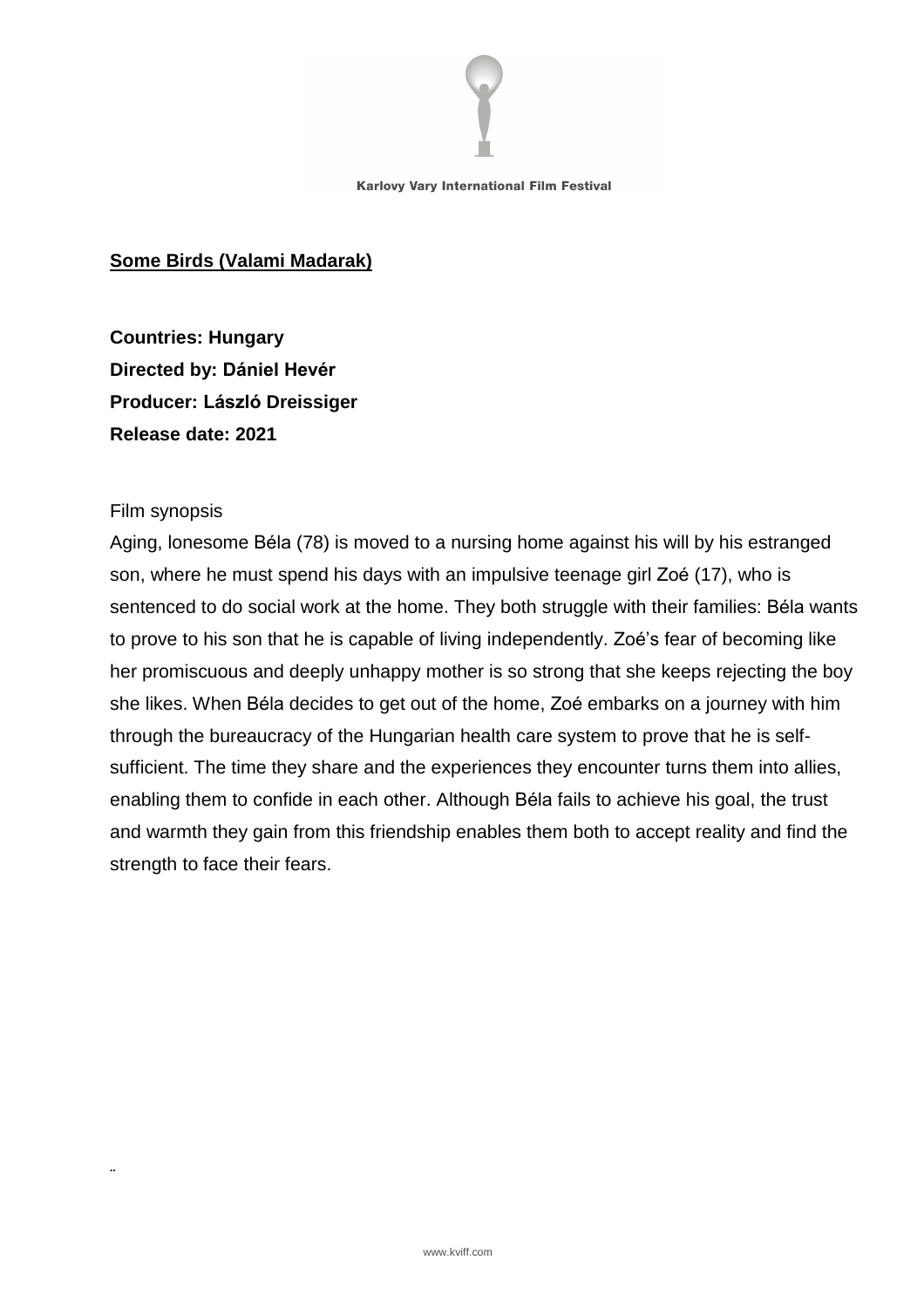**Some Birds (Valami Madarak)**

**Countries: Hungary**
**Directed by: Dániel Hevér**
**Producer: László Dreissiger**
**Release date: 2021**

Film synopsis

Aging, lonesome Béla (78) is moved to a nursing home against his will by his estranged son, where he must spend his days with an impulsive teenage girl Zoé (17), who is sentenced to do social work at the home. They both struggle with their families: Béla wants to prove to his son that he is capable of living independently. Zoé's fear of becoming like her promiscuous and deeply unhappy mother is so strong that she keeps rejecting the boy she likes. When Béla decides to get out of the home, Zoé embarks on a journey with him through the bureaucracy of the Hungarian health care system to prove that he is self-sufficient. The time they share and the experiences they encounter turns them into allies, enabling them to confide in each other. Although Béla fails to achieve his goal, the trust and warmth they gain from this friendship enables them both to accept reality and find the strength to face their fears.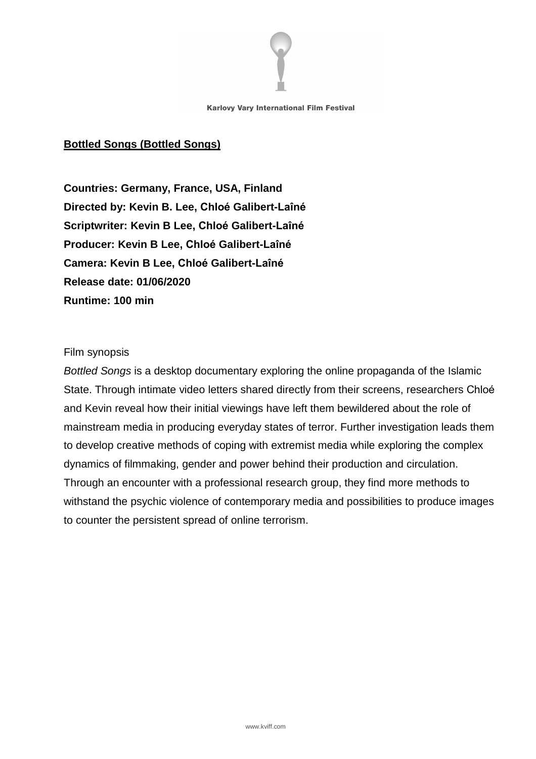**Bottled Songs (Bottled Songs)**

**Countries: Germany, France, USA, Finland**
**Directed by: Kevin B. Lee, Chloé Galibert-Laîné**
**Scriptwriter: Kevin B Lee, Chloé Galibert-Laîné**
**Producer: Kevin B Lee, Chloé Galibert-Laîné**
**Camera: Kevin B Lee, Chloé Galibert-Laîné**
**Release date: 01/06/2020**
**Runtime: 100 min**

Film synopsis

*Bottled Songs* is a desktop documentary exploring the online propaganda of the Islamic State. Through intimate video letters shared directly from their screens, researchers Chloé and Kevin reveal how their initial viewings have left them bewildered about the role of mainstream media in producing everyday states of terror. Further investigation leads them to develop creative methods of coping with extremist media while exploring the complex dynamics of filmmaking, gender and power behind their production and circulation. Through an encounter with a professional research group, they find more methods to withstand the psychic violence of contemporary media and possibilities to produce images to counter the persistent spread of online terrorism.